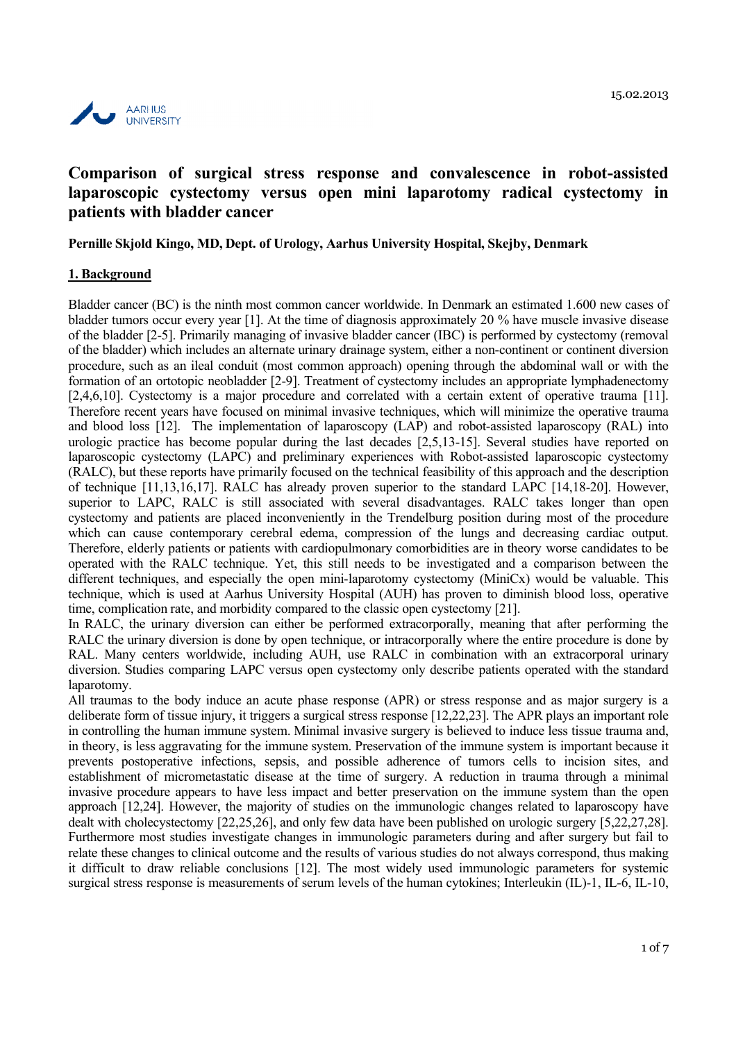15.02.2013

AARHUS UNIVERSITY

# Comparison of surgical stress response and convalescence in robot-assisted laparoscopic cystectomy versus open mini laparotomy radical cystectomy in patients with bladder cancer

**Pernille Skjold Kingo, MD, Dept. of Urology, Aarhus University Hospital, Skejby, Denmark**

## 1. Background

Bladder cancer (BC) is the ninth most common cancer worldwide. In Denmark an estimated 1.600 new cases of bladder tumors occur every year [1]. At the time of diagnosis approximately 20 % have muscle invasive disease of the bladder [2-5]. Primarily managing of invasive bladder cancer (IBC) is performed by cystectomy (removal of the bladder) which includes an alternate urinary drainage system, either a non-continent or continent diversion procedure, such as an ileal conduit (most common approach) opening through the abdominal wall or with the formation of an ortotopic neobladder [2-9]. Treatment of cystectomy includes an appropriate lymphadenectomy [2,4,6,10]. Cystectomy is a major procedure and correlated with a certain extent of operative trauma [11]. Therefore recent years have focused on minimal invasive techniques, which will minimize the operative trauma and blood loss [12]. The implementation of laparoscopy (LAP) and robot-assisted laparoscopy (RAL) into urologic practice has become popular during the last decades [2,5,13-15]. Several studies have reported on laparoscopic cystectomy (LAPC) and preliminary experiences with Robot-assisted laparoscopic cystectomy (RALC), but these reports have primarily focused on the technical feasibility of this approach and the description of technique [11,13,16,17]. RALC has already proven superior to the standard LAPC [14,18-20]. However, superior to LAPC, RALC is still associated with several disadvantages. RALC takes longer than open cystectomy and patients are placed inconveniently in the Trendelburg position during most of the procedure which can cause contemporary cerebral edema, compression of the lungs and decreasing cardiac output. Therefore, elderly patients or patients with cardiopulmonary comorbidities are in theory worse candidates to be operated with the RALC technique. Yet, this still needs to be investigated and a comparison between the different techniques, and especially the open mini-laparotomy cystectomy (MiniCx) would be valuable. This technique, which is used at Aarhus University Hospital (AUH) has proven to diminish blood loss, operative time, complication rate, and morbidity compared to the classic open cystectomy [21].

In RALC, the urinary diversion can either be performed extracorporally, meaning that after performing the RALC the urinary diversion is done by open technique, or intracorporally where the entire procedure is done by RAL. Many centers worldwide, including AUH, use RALC in combination with an extracorporal urinary diversion. Studies comparing LAPC versus open cystectomy only describe patients operated with the standard laparotomy.

All traumas to the body induce an acute phase response (APR) or stress response and as major surgery is a deliberate form of tissue injury, it triggers a surgical stress response [12,22,23]. The APR plays an important role in controlling the human immune system. Minimal invasive surgery is believed to induce less tissue trauma and, in theory, is less aggravating for the immune system. Preservation of the immune system is important because it prevents postoperative infections, sepsis, and possible adherence of tumors cells to incision sites, and establishment of micrometastatic disease at the time of surgery. A reduction in trauma through a minimal invasive procedure appears to have less impact and better preservation on the immune system than the open approach [12,24]. However, the majority of studies on the immunologic changes related to laparoscopy have dealt with cholecystectomy [22,25,26], and only few data have been published on urologic surgery [5,22,27,28]. Furthermore most studies investigate changes in immunologic parameters during and after surgery but fail to relate these changes to clinical outcome and the results of various studies do not always correspond, thus making it difficult to draw reliable conclusions [12]. The most widely used immunologic parameters for systemic surgical stress response is measurements of serum levels of the human cytokines; Interleukin (IL)-1, IL-6, IL-10,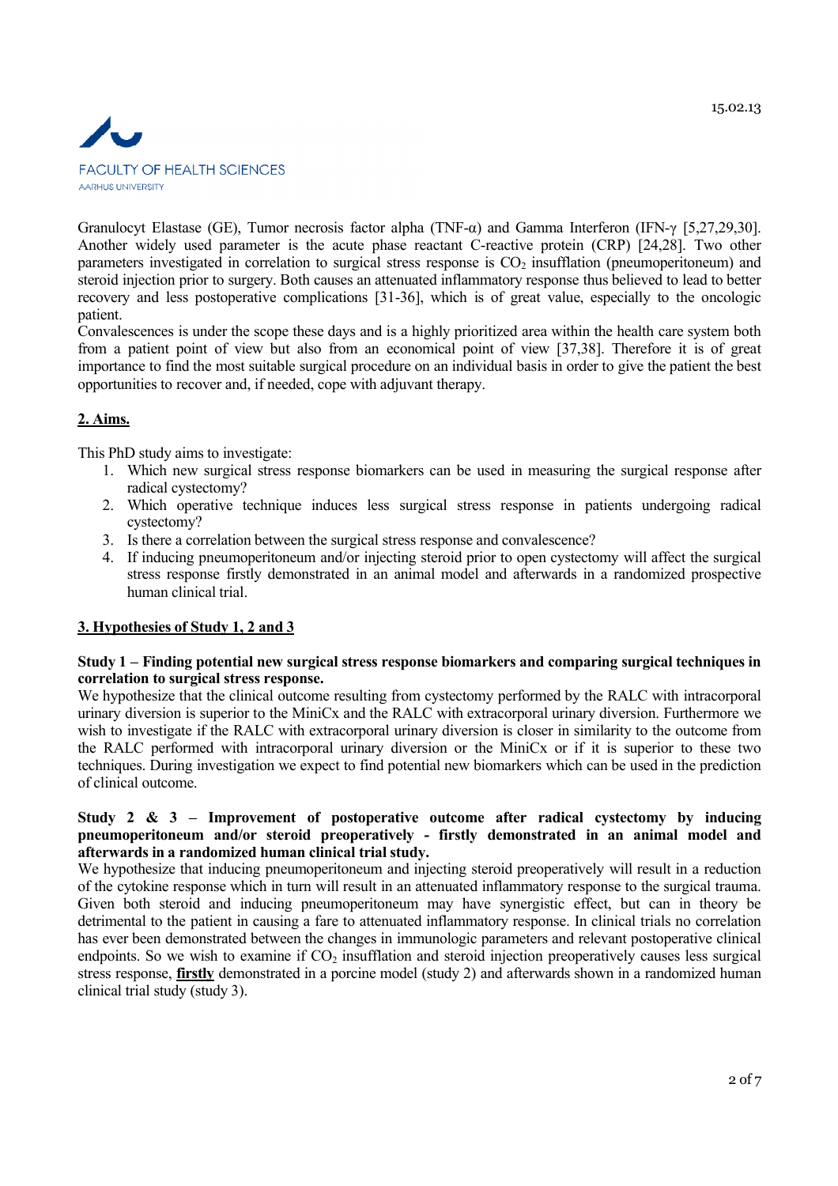Granulocyt Elastase (GE), Tumor necrosis factor alpha (TNF-α) and Gamma Interferon (IFN-γ [5,27,29,30]. Another widely used parameter is the acute phase reactant C-reactive protein (CRP) [24,28]. Two other parameters investigated in correlation to surgical stress response is $CO_2$ insufflation (pneumoperitoneum) and steroid injection prior to surgery. Both causes an attenuated inflammatory response thus believed to lead to better recovery and less postoperative complications [31-36], which is of great value, especially to the oncologic patient.

Convalescences is under the scope these days and is a highly prioritized area within the health care system both from a patient point of view but also from an economical point of view [37,38]. Therefore it is of great importance to find the most suitable surgical procedure on an individual basis in order to give the patient the best opportunities to recover and, if needed, cope with adjuvant therapy.

## 2. Aims.

This PhD study aims to investigate:

1. Which new surgical stress response biomarkers can be used in measuring the surgical response after radical cystectomy?
2. Which operative technique induces less surgical stress response in patients undergoing radical cystectomy?
3. Is there a correlation between the surgical stress response and convalescence?
4. If inducing pneumoperitoneum and/or injecting steroid prior to open cystectomy will affect the surgical stress response firstly demonstrated in an animal model and afterwards in a randomized prospective human clinical trial.

## 3. Hypotheses of Study 1, 2 and 3

**Study 1 – Finding potential new surgical stress response biomarkers and comparing surgical techniques in correlation to surgical stress response.**

We hypothesize that the clinical outcome resulting from cystectomy performed by the RALC with intracorporal urinary diversion is superior to the MiniCx and the RALC with extracorporal urinary diversion. Furthermore we wish to investigate if the RALC with extracorporal urinary diversion is closer in similarity to the outcome from the RALC performed with intracorporal urinary diversion or the MiniCx or if it is superior to these two techniques. During investigation we expect to find potential new biomarkers which can be used in the prediction of clinical outcome.

**Study 2 & 3 – Improvement of postoperative outcome after radical cystectomy by inducing pneumoperitoneum and/or steroid preoperatively - firstly demonstrated in an animal model and afterwards in a randomized human clinical trial study.**

We hypothesize that inducing pneumoperitoneum and injecting steroid preoperatively will result in a reduction of the cytokine response which in turn will result in an attenuated inflammatory response to the surgical trauma. Given both steroid and inducing pneumoperitoneum may have synergistic effect, but can in theory be detrimental to the patient in causing a fare to attenuated inflammatory response. In clinical trials no correlation has ever been demonstrated between the changes in immunologic parameters and relevant postoperative clinical endpoints. So we wish to examine if $CO_2$ insufflation and steroid injection preoperatively causes less surgical stress response, **firstly** demonstrated in a porcine model (study 2) and afterwards shown in a randomized human clinical trial study (study 3).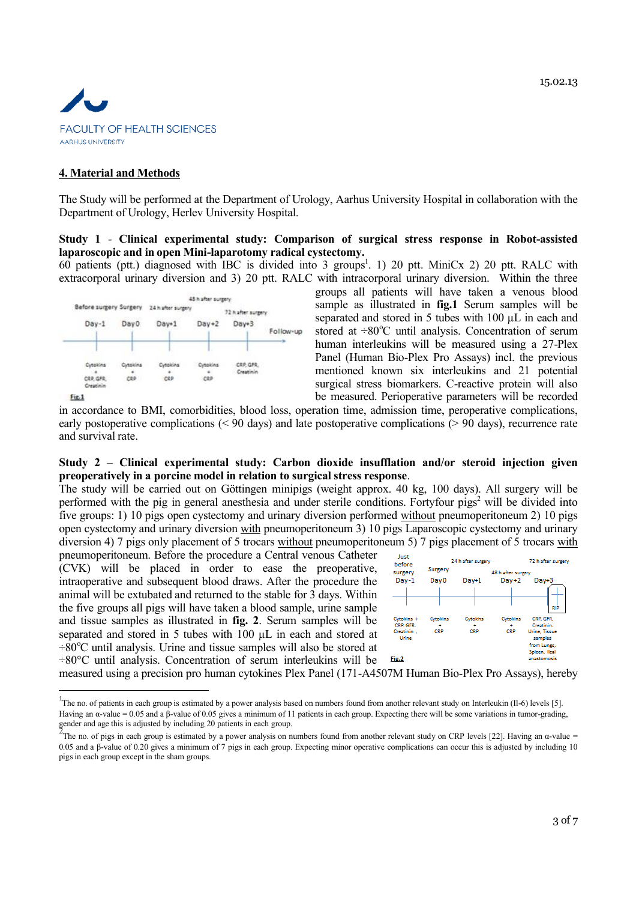## 4. Material and Methods

The Study will be performed at the Department of Urology, Aarhus University Hospital in collaboration with the Department of Urology, Herlev University Hospital.

**Study 1 - Clinical experimental study: Comparison of surgical stress response in Robot-assisted laparoscopic and in open Mini-laparotomy radical cystectomy.**

60 patients (ptt.) diagnosed with IBC is divided into 3 groups[1]. 1) 20 ptt. MiniCx 2) 20 ptt. RALC with extracorporal urinary diversion and 3) 20 ptt. RALC with intracorporal urinary diversion. Within the three groups all patients will have taken a venous blood sample as illustrated in **fig.1** Serum samples will be separated and stored in 5 tubes with 100 µL in each and stored at ÷80°C until analysis. Concentration of serum human interleukins will be measured using a 27-Plex Panel (Human Bio-Plex Pro Assays) incl. the previous mentioned known six interleukins and 21 potential surgical stress biomarkers. C-reactive protein will also be measured. Perioperative parameters will be recorded in accordance to BMI, comorbidities, blood loss, operation time, admission time, peroperative complications, early postoperative complications (< 90 days) and late postoperative complications (> 90 days), recurrence rate and survival rate.

| Before surgery | Surgery | 24 h after surgery | 48 h after surgery | 72 h after surgery | |
|---|---|---|---|---|---|
| Day-1 | Day0 | Day+1 | Day+2 | Day+3 | Follow-up |
| Cytokins + CRP, GFR, Creatinin | Cytokins + CRP | Cytokins + CRP | Cytokins + CRP | CRP, GFR, Creatinin | |

Fig.1

**Study 2 – Clinical experimental study: Carbon dioxide insufflation and/or steroid injection given preoperatively in a porcine model in relation to surgical stress response**.

The study will be carried out on Göttingen minipigs (weight approx. 40 kg, 100 days). All surgery will be performed with the pig in general anesthesia and under sterile conditions. Fortyfour pigs[2] will be divided into five groups: 1) 10 pigs open cystectomy and urinary diversion performed without pneumoperitoneum 2) 10 pigs open cystectomy and urinary diversion with pneumoperitoneum 3) 10 pigs Laparoscopic cystectomy and urinary diversion 4) 7 pigs only placement of 5 trocars without pneumoperitoneum 5) 7 pigs placement of 5 trocars with pneumoperitoneum. Before the procedure a Central venous Catheter (CVK) will be placed in order to ease the preoperative, intraoperative and subsequent blood draws. After the procedure the animal will be extubated and returned to the stable for 3 days. Within the five groups all pigs will have taken a blood sample, urine sample and tissue samples as illustrated in **fig. 2**. Serum samples will be separated and stored in 5 tubes with 100 µL in each and stored at ÷80°C until analysis. Urine and tissue samples will also be stored at ÷80°C until analysis. Concentration of serum interleukins will be measured using a precision pro human cytokines Plex Panel (171-A4507M Human Bio-Plex Pro Assays), hereby

| Just before surgery | Surgery | 24 h after surgery | 48 h after surgery | 72 h after surgery |
|---|---|---|---|---|
| Day-1 | Day0 | Day+1 | Day+2 | Day+3 (RIP) |
| Cytokins + CRP, GFR, Creatinin, Urine | Cytokins + CRP | Cytokins + CRP | Cytokins + CRP | CRP, GFR, Creatinin, Urine, Tissue samples from Lungs, Spleen, Ileal anastomosis |

Fig.2

---

[1] The no. of patients in each group is estimated by a power analysis based on numbers found from another relevant study on Interleukin (Il-6) levels [5]. Having an α-value = 0.05 and a β-value of 0.05 gives a minimum of 11 patients in each group. Expecting there will be some variations in tumor-grading, gender and age this is adjusted by including 20 patients in each group.

[2] The no. of pigs in each group is estimated by a power analysis on numbers found from another relevant study on CRP levels [22]. Having an α-value = 0.05 and a β-value of 0.20 gives a minimum of 7 pigs in each group. Expecting minor operative complications can occur this is adjusted by including 10 pigs in each group except in the sham groups.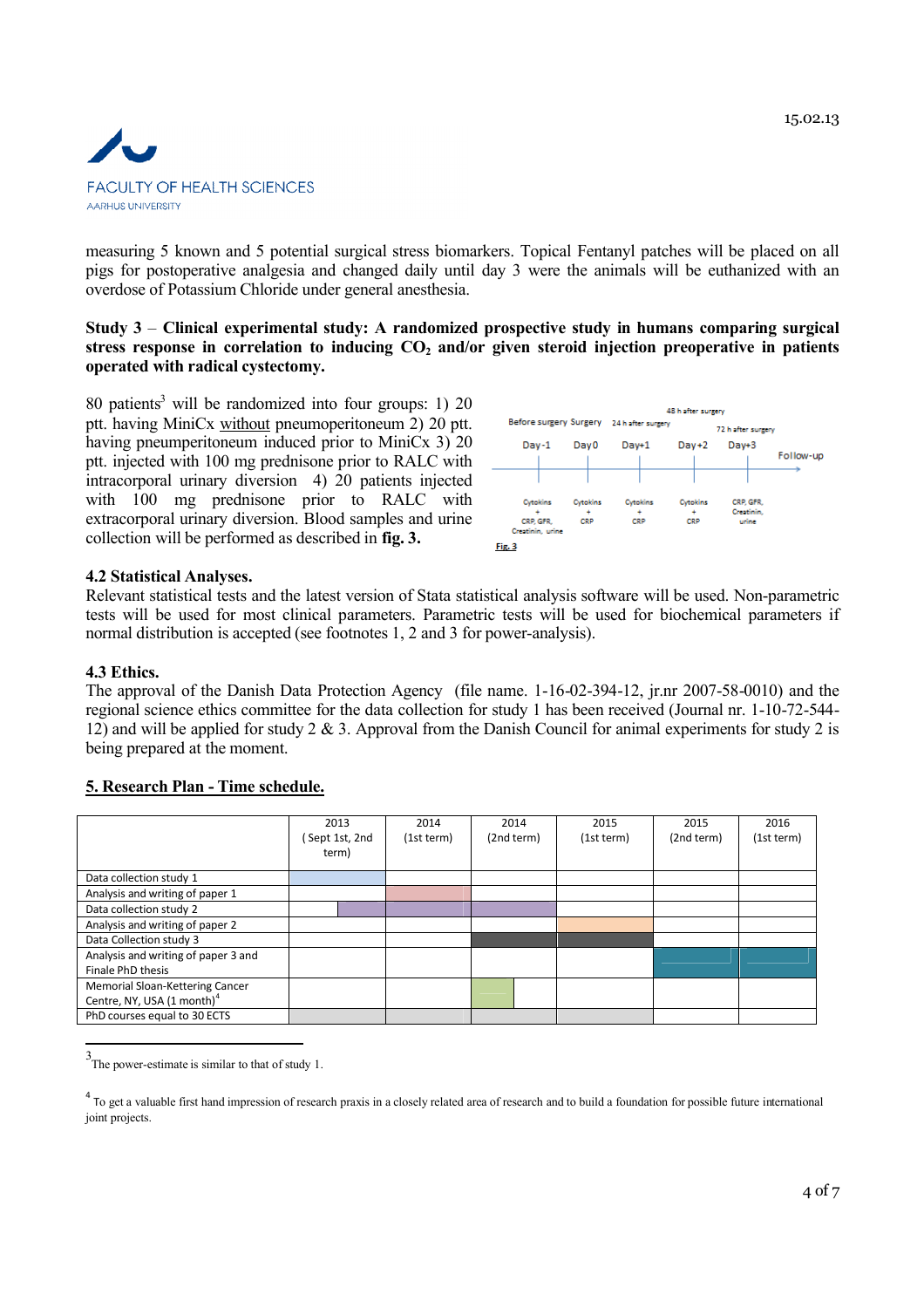measuring 5 known and 5 potential surgical stress biomarkers. Topical Fentanyl patches will be placed on all pigs for postoperative analgesia and changed daily until day 3 were the animals will be euthanized with an overdose of Potassium Chloride under general anesthesia.

**Study 3** – **Clinical experimental study: A randomized prospective study in humans comparing surgical stress response in correlation to inducing $CO_2$ and/or given steroid injection preoperative in patients operated with radical cystectomy.**

80 patients[3] will be randomized into four groups: 1) 20 ptt. having MiniCx without pneumoperitoneum 2) 20 ptt. having pneumperitoneum induced prior to MiniCx 3) 20 ptt. injected with 100 mg prednisone prior to RALC with intracorporal urinary diversion 4) 20 patients injected with 100 mg prednisone prior to RALC with extracorporal urinary diversion. Blood samples and urine collection will be performed as described in **fig. 3.**

| Before surgery | Surgery | 24 h after surgery | 48 h after surgery | 72 h after surgery | |
|---|---|---|---|---|---|
| Day-1 | Day 0 | Day+1 | Day+2 | Day+3 | Follow-up |
| Cytokins + CRP, GFR, Creatinin, urine | Cytokins + CRP | Cytokins + CRP | Cytokins + CRP | CRP, GFR, Creatinin, urine | |

Fig. 3

### 4.2 Statistical Analyses.

Relevant statistical tests and the latest version of Stata statistical analysis software will be used. Non-parametric tests will be used for most clinical parameters. Parametric tests will be used for biochemical parameters if normal distribution is accepted (see footnotes 1, 2 and 3 for power-analysis).

### 4.3 Ethics.

The approval of the Danish Data Protection Agency (file name. 1-16-02-394-12, jr.nr 2007-58-0010) and the regional science ethics committee for the data collection for study 1 has been received (Journal nr. 1-10-72-544-12) and will be applied for study 2 & 3. Approval from the Danish Council for animal experiments for study 2 is being prepared at the moment.

## 5. Research Plan - Time schedule.

| | 2013 (Sept 1st, 2nd term) | 2014 (1st term) | 2014 (2nd term) | 2015 (1st term) | 2015 (2nd term) | 2016 (1st term) |
|---|---|---|---|---|---|---|
| Data collection study 1 | ■ | | | | | |
| Analysis and writing of paper 1 | | ■ | | | | |
| Data collection study 2 | ■ (second half) | ■ | ■ | | | |
| Analysis and writing of paper 2 | | | | ■ | | |
| Data Collection study 3 | | | ■ | ■ | | |
| Analysis and writing of paper 3 and Finale PhD thesis | | | | | ■ | ■ |
| Memorial Sloan-Kettering Cancer Centre, NY, USA (1 month)[4] | | | ■ (first half) | | | |
| PhD courses equal to 30 ECTS | ■ | ■ | ■ | ■ | | |

[3] The power-estimate is similar to that of study 1.

[4] To get a valuable first hand impression of research praxis in a closely related area of research and to build a foundation for possible future international joint projects.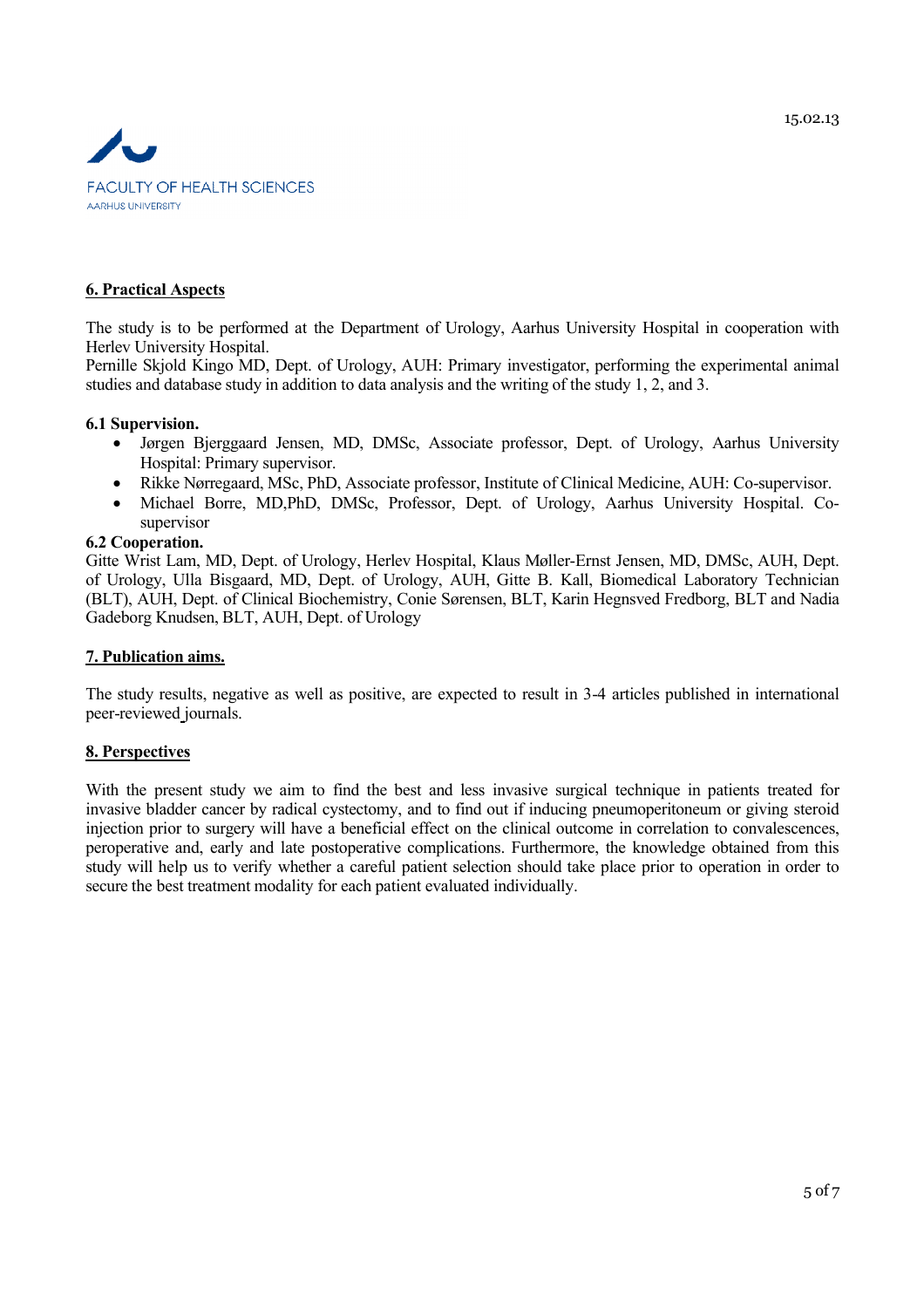15.02.13

FACULTY OF HEALTH SCIENCES
AARHUS UNIVERSITY

## 6. Practical Aspects

The study is to be performed at the Department of Urology, Aarhus University Hospital in cooperation with Herlev University Hospital.
Pernille Skjold Kingo MD, Dept. of Urology, AUH: Primary investigator, performing the experimental animal studies and database study in addition to data analysis and the writing of the study 1, 2, and 3.

### 6.1 Supervision.

- Jørgen Bjerggaard Jensen, MD, DMSc, Associate professor, Dept. of Urology, Aarhus University Hospital: Primary supervisor.
- Rikke Nørregaard, MSc, PhD, Associate professor, Institute of Clinical Medicine, AUH: Co-supervisor.
- Michael Borre, MD,PhD, DMSc, Professor, Dept. of Urology, Aarhus University Hospital. Co-supervisor

### 6.2 Cooperation.

Gitte Wrist Lam, MD, Dept. of Urology, Herlev Hospital, Klaus Møller-Ernst Jensen, MD, DMSc, AUH, Dept. of Urology, Ulla Bisgaard, MD, Dept. of Urology, AUH, Gitte B. Kall, Biomedical Laboratory Technician (BLT), AUH, Dept. of Clinical Biochemistry, Conie Sørensen, BLT, Karin Hegnsved Fredborg, BLT and Nadia Gadeborg Knudsen, BLT, AUH, Dept. of Urology

## 7. Publication aims.

The study results, negative as well as positive, are expected to result in 3-4 articles published in international peer-reviewed journals.

## 8. Perspectives

With the present study we aim to find the best and less invasive surgical technique in patients treated for invasive bladder cancer by radical cystectomy, and to find out if inducing pneumoperitoneum or giving steroid injection prior to surgery will have a beneficial effect on the clinical outcome in correlation to convalescences, peroperative and, early and late postoperative complications. Furthermore, the knowledge obtained from this study will help us to verify whether a careful patient selection should take place prior to operation in order to secure the best treatment modality for each patient evaluated individually.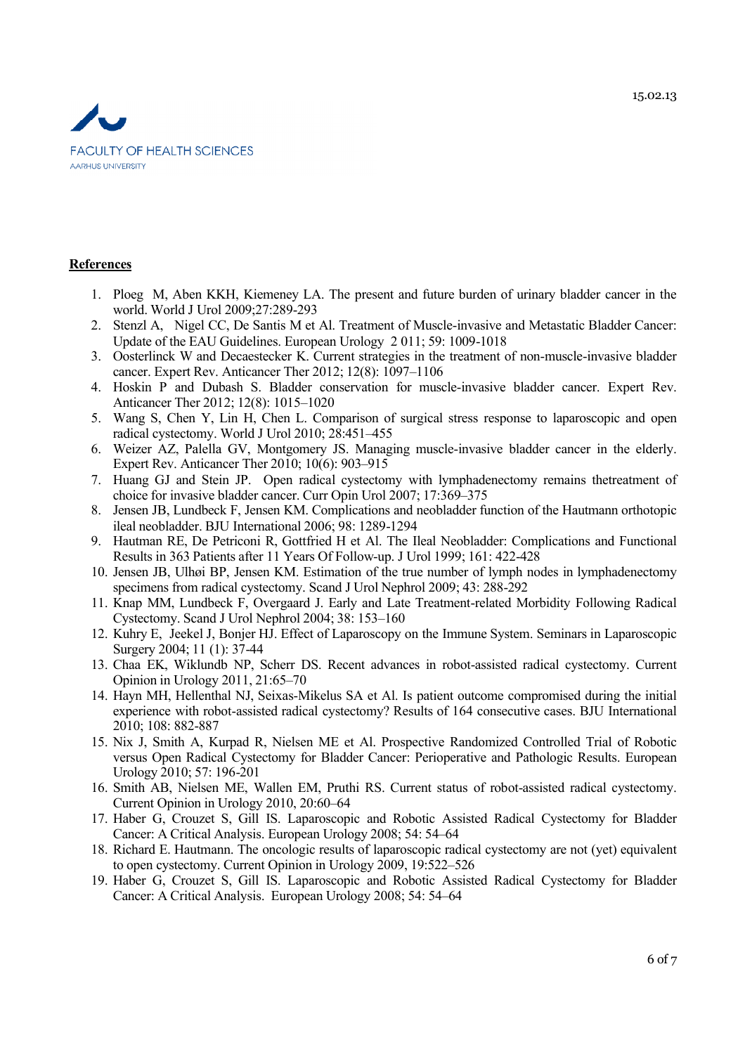FACULTY OF HEALTH SCIENCES
AARHUS UNIVERSITY

15.02.13

**References**

1. Ploeg M, Aben KKH, Kiemeney LA. The present and future burden of urinary bladder cancer in the world. World J Urol 2009;27:289-293
2. Stenzl A, Nigel CC, De Santis M et Al. Treatment of Muscle-invasive and Metastatic Bladder Cancer: Update of the EAU Guidelines. European Urology 2 011; 59: 1009-1018
3. Oosterlinck W and Decaestecker K. Current strategies in the treatment of non-muscle-invasive bladder cancer. Expert Rev. Anticancer Ther 2012; 12(8): 1097–1106
4. Hoskin P and Dubash S. Bladder conservation for muscle-invasive bladder cancer. Expert Rev. Anticancer Ther 2012; 12(8): 1015–1020
5. Wang S, Chen Y, Lin H, Chen L. Comparison of surgical stress response to laparoscopic and open radical cystectomy. World J Urol 2010; 28:451–455
6. Weizer AZ, Palella GV, Montgomery JS. Managing muscle-invasive bladder cancer in the elderly. Expert Rev. Anticancer Ther 2010; 10(6): 903–915
7. Huang GJ and Stein JP. Open radical cystectomy with lymphadenectomy remains thetreatment of choice for invasive bladder cancer. Curr Opin Urol 2007; 17:369–375
8. Jensen JB, Lundbeck F, Jensen KM. Complications and neobladder function of the Hautmann orthotopic ileal neobladder. BJU International 2006; 98: 1289-1294
9. Hautman RE, De Petriconi R, Gottfried H et Al. The Ileal Neobladder: Complications and Functional Results in 363 Patients after 11 Years Of Follow-up. J Urol 1999; 161: 422-428
10. Jensen JB, Ulhøi BP, Jensen KM. Estimation of the true number of lymph nodes in lymphadenectomy specimens from radical cystectomy. Scand J Urol Nephrol 2009; 43: 288-292
11. Knap MM, Lundbeck F, Overgaard J. Early and Late Treatment-related Morbidity Following Radical Cystectomy. Scand J Urol Nephrol 2004; 38: 153–160
12. Kuhry E, Jeekel J, Bonjer HJ. Effect of Laparoscopy on the Immune System. Seminars in Laparoscopic Surgery 2004; 11 (1): 37-44
13. Chaa EK, Wiklundb NP, Scherr DS. Recent advances in robot-assisted radical cystectomy. Current Opinion in Urology 2011, 21:65–70
14. Hayn MH, Hellenthal NJ, Seixas-Mikelus SA et Al. Is patient outcome compromised during the initial experience with robot-assisted radical cystectomy? Results of 164 consecutive cases. BJU International 2010; 108: 882-887
15. Nix J, Smith A, Kurpad R, Nielsen ME et Al. Prospective Randomized Controlled Trial of Robotic versus Open Radical Cystectomy for Bladder Cancer: Perioperative and Pathologic Results. European Urology 2010; 57: 196-201
16. Smith AB, Nielsen ME, Wallen EM, Pruthi RS. Current status of robot-assisted radical cystectomy. Current Opinion in Urology 2010, 20:60–64
17. Haber G, Crouzet S, Gill IS. Laparoscopic and Robotic Assisted Radical Cystectomy for Bladder Cancer: A Critical Analysis. European Urology 2008; 54: 54–64
18. Richard E. Hautmann. The oncologic results of laparoscopic radical cystectomy are not (yet) equivalent to open cystectomy. Current Opinion in Urology 2009, 19:522–526
19. Haber G, Crouzet S, Gill IS. Laparoscopic and Robotic Assisted Radical Cystectomy for Bladder Cancer: A Critical Analysis. European Urology 2008; 54: 54–64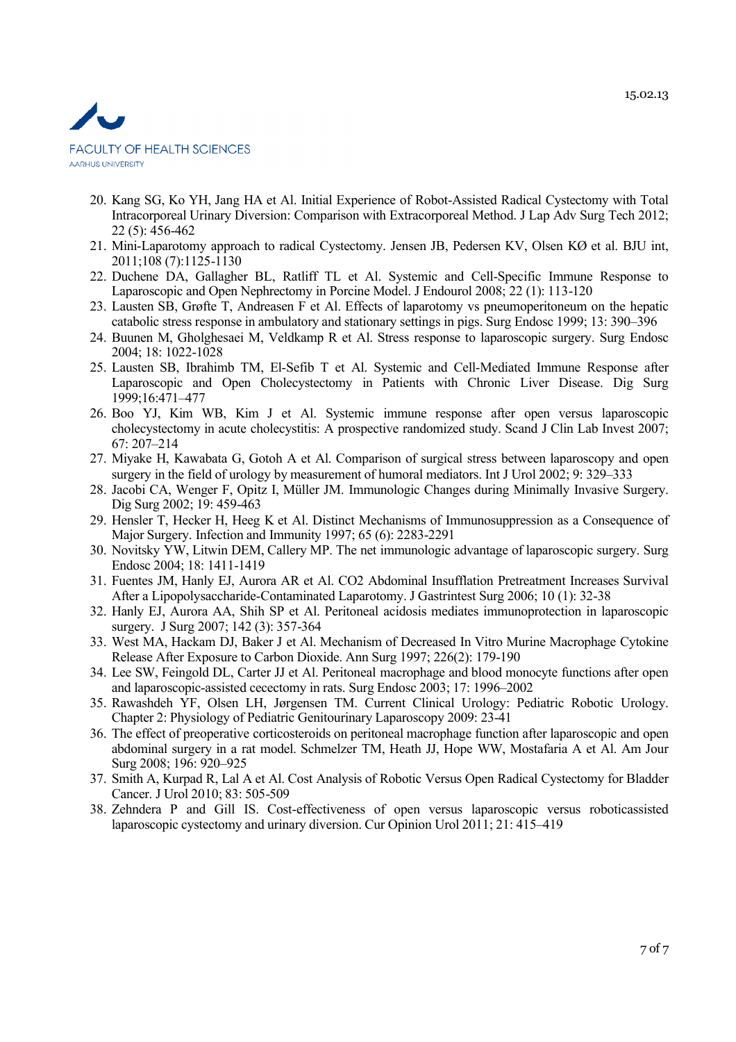20. Kang SG, Ko YH, Jang HA et Al. Initial Experience of Robot-Assisted Radical Cystectomy with Total Intracorporeal Urinary Diversion: Comparison with Extracorporeal Method. J Lap Adv Surg Tech 2012; 22 (5): 456-462
21. Mini-Laparotomy approach to radical Cystectomy. Jensen JB, Pedersen KV, Olsen KØ et al. BJU int, 2011;108 (7):1125-1130
22. Duchene DA, Gallagher BL, Ratliff TL et Al. Systemic and Cell-Specific Immune Response to Laparoscopic and Open Nephrectomy in Porcine Model. J Endourol 2008; 22 (1): 113-120
23. Lausten SB, Grøfte T, Andreasen F et Al. Effects of laparotomy vs pneumoperitoneum on the hepatic catabolic stress response in ambulatory and stationary settings in pigs. Surg Endosc 1999; 13: 390–396
24. Buunen M, Gholghesaei M, Veldkamp R et Al. Stress response to laparoscopic surgery. Surg Endosc 2004; 18: 1022-1028
25. Lausten SB, Ibrahimb TM, El-Sefib T et Al. Systemic and Cell-Mediated Immune Response after Laparoscopic and Open Cholecystectomy in Patients with Chronic Liver Disease. Dig Surg 1999;16:471–477
26. Boo YJ, Kim WB, Kim J et Al. Systemic immune response after open versus laparoscopic cholecystectomy in acute cholecystitis: A prospective randomized study. Scand J Clin Lab Invest 2007; 67: 207–214
27. Miyake H, Kawabata G, Gotoh A et Al. Comparison of surgical stress between laparoscopy and open surgery in the field of urology by measurement of humoral mediators. Int J Urol 2002; 9: 329–333
28. Jacobi CA, Wenger F, Opitz I, Müller JM. Immunologic Changes during Minimally Invasive Surgery. Dig Surg 2002; 19: 459-463
29. Hensler T, Hecker H, Heeg K et Al. Distinct Mechanisms of Immunosuppression as a Consequence of Major Surgery. Infection and Immunity 1997; 65 (6): 2283-2291
30. Novitsky YW, Litwin DEM, Callery MP. The net immunologic advantage of laparoscopic surgery. Surg Endosc 2004; 18: 1411-1419
31. Fuentes JM, Hanly EJ, Aurora AR et Al. CO2 Abdominal Insufflation Pretreatment Increases Survival After a Lipopolysaccharide-Contaminated Laparotomy. J Gastrintest Surg 2006; 10 (1): 32-38
32. Hanly EJ, Aurora AA, Shih SP et Al. Peritoneal acidosis mediates immunoprotection in laparoscopic surgery. J Surg 2007; 142 (3): 357-364
33. West MA, Hackam DJ, Baker J et Al. Mechanism of Decreased In Vitro Murine Macrophage Cytokine Release After Exposure to Carbon Dioxide. Ann Surg 1997; 226(2): 179-190
34. Lee SW, Feingold DL, Carter JJ et Al. Peritoneal macrophage and blood monocyte functions after open and laparoscopic-assisted cecectomy in rats. Surg Endosc 2003; 17: 1996–2002
35. Rawashdeh YF, Olsen LH, Jørgensen TM. Current Clinical Urology: Pediatric Robotic Urology. Chapter 2: Physiology of Pediatric Genitourinary Laparoscopy 2009: 23-41
36. The effect of preoperative corticosteroids on peritoneal macrophage function after laparoscopic and open abdominal surgery in a rat model. Schmelzer TM, Heath JJ, Hope WW, Mostafaria A et Al. Am Jour Surg 2008; 196: 920–925
37. Smith A, Kurpad R, Lal A et Al. Cost Analysis of Robotic Versus Open Radical Cystectomy for Bladder Cancer. J Urol 2010; 83: 505-509
38. Zehndera P and Gill IS. Cost-effectiveness of open versus laparoscopic versus roboticassisted laparoscopic cystectomy and urinary diversion. Cur Opinion Urol 2011; 21: 415–419